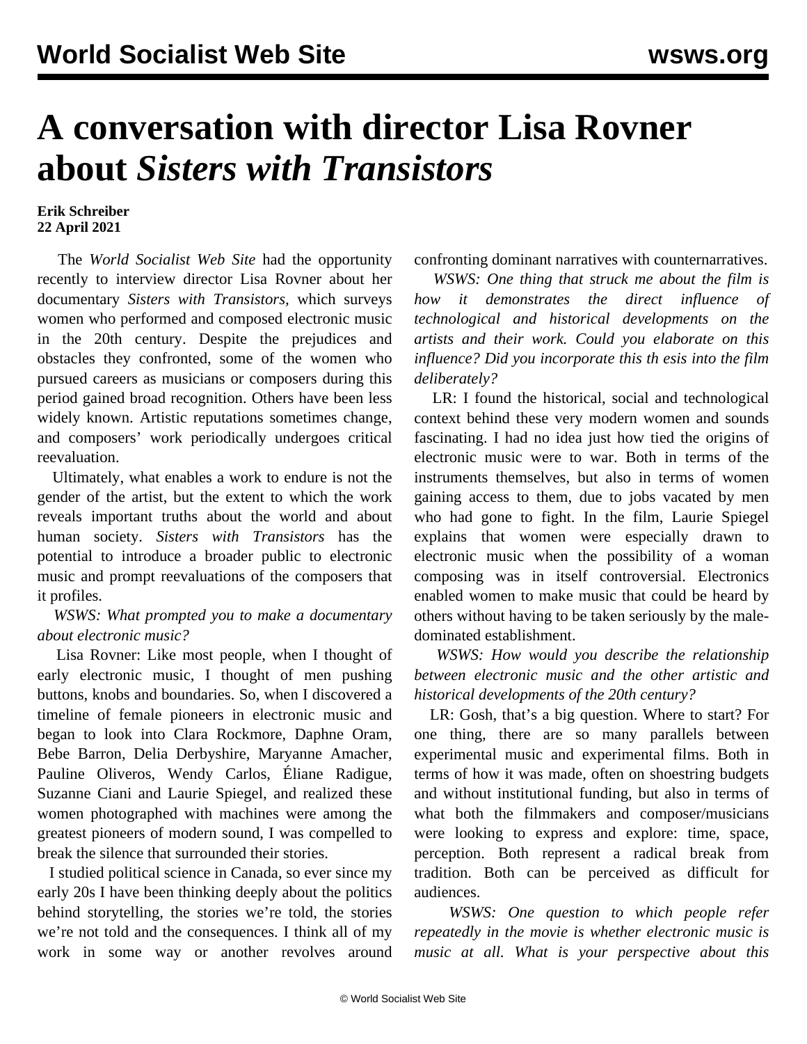# A conversation with director Lisa Rovner about *Sisters with Transistors*

**Erik Schreiber**
**22 April 2021**

The *World Socialist Web Site* had the opportunity recently to interview director Lisa Rovner about her documentary *Sisters with Transistors*, which surveys women who performed and composed electronic music in the 20th century. Despite the prejudices and obstacles they confronted, some of the women who pursued careers as musicians or composers during this period gained broad recognition. Others have been less widely known. Artistic reputations sometimes change, and composers' work periodically undergoes critical reevaluation.

Ultimately, what enables a work to endure is not the gender of the artist, but the extent to which the work reveals important truths about the world and about human society. *Sisters with Transistors* has the potential to introduce a broader public to electronic music and prompt reevaluations of the composers that it profiles.

*WSWS: What prompted you to make a documentary about electronic music?*

Lisa Rovner: Like most people, when I thought of early electronic music, I thought of men pushing buttons, knobs and boundaries. So, when I discovered a timeline of female pioneers in electronic music and began to look into Clara Rockmore, Daphne Oram, Bebe Barron, Delia Derbyshire, Maryanne Amacher, Pauline Oliveros, Wendy Carlos, Éliane Radigue, Suzanne Ciani and Laurie Spiegel, and realized these women photographed with machines were among the greatest pioneers of modern sound, I was compelled to break the silence that surrounded their stories.

I studied political science in Canada, so ever since my early 20s I have been thinking deeply about the politics behind storytelling, the stories we're told, the stories we're not told and the consequences. I think all of my work in some way or another revolves around confronting dominant narratives with counternarratives.

*WSWS: One thing that struck me about the film is how it demonstrates the direct influence of technological and historical developments on the artists and their work. Could you elaborate on this influence? Did you incorporate this th esis into the film deliberately?*

LR: I found the historical, social and technological context behind these very modern women and sounds fascinating. I had no idea just how tied the origins of electronic music were to war. Both in terms of the instruments themselves, but also in terms of women gaining access to them, due to jobs vacated by men who had gone to fight. In the film, Laurie Spiegel explains that women were especially drawn to electronic music when the possibility of a woman composing was in itself controversial. Electronics enabled women to make music that could be heard by others without having to be taken seriously by the male-dominated establishment.

*WSWS: How would you describe the relationship between electronic music and the other artistic and historical developments of the 20th century?*

LR: Gosh, that's a big question. Where to start? For one thing, there are so many parallels between experimental music and experimental films. Both in terms of how it was made, often on shoestring budgets and without institutional funding, but also in terms of what both the filmmakers and composer/musicians were looking to express and explore: time, space, perception. Both represent a radical break from tradition. Both can be perceived as difficult for audiences.

*WSWS: One question to which people refer repeatedly in the movie is whether electronic music is music at all. What is your perspective about this*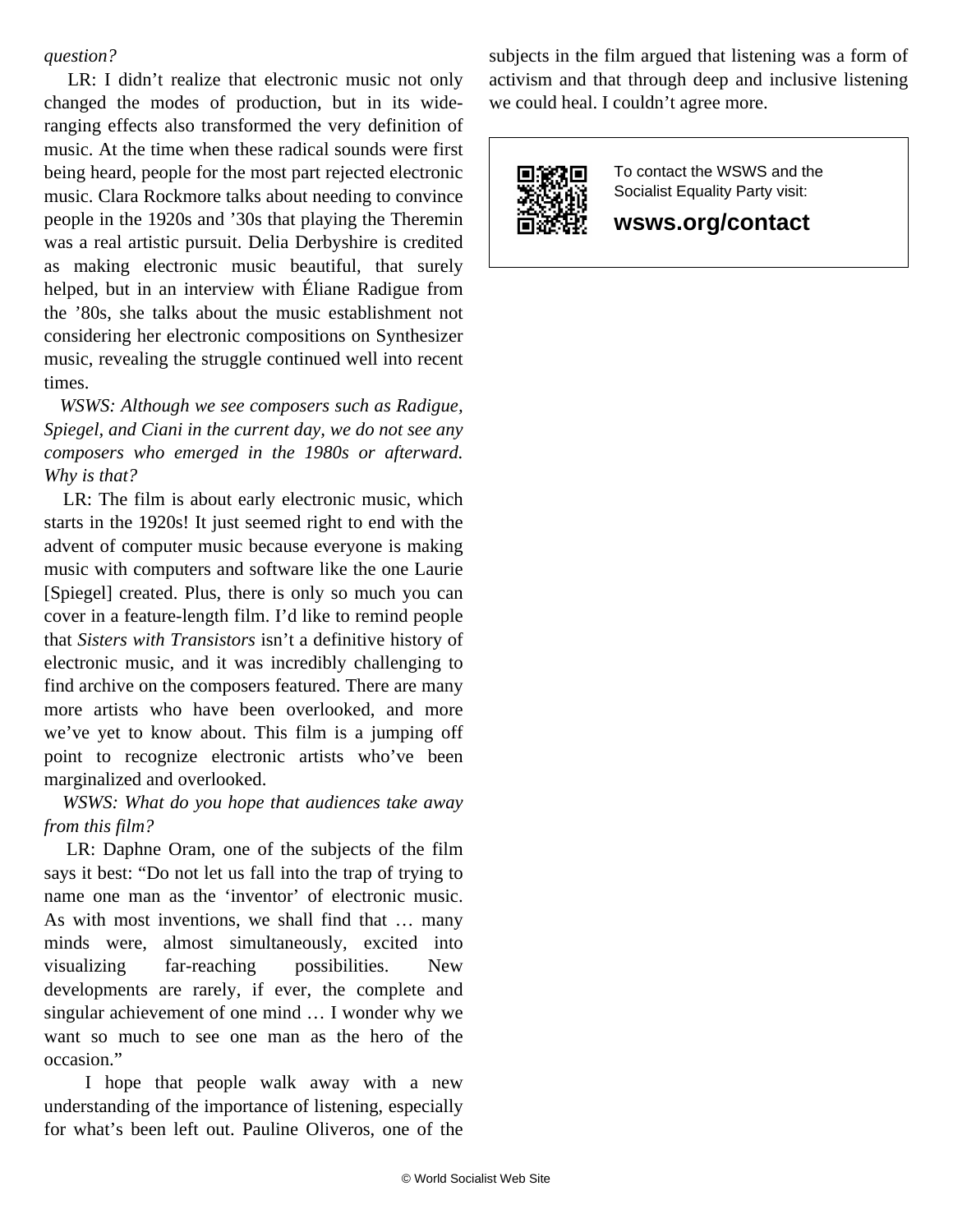*question?*

LR: I didn't realize that electronic music not only changed the modes of production, but in its wide-ranging effects also transformed the very definition of music. At the time when these radical sounds were first being heard, people for the most part rejected electronic music. Clara Rockmore talks about needing to convince people in the 1920s and '30s that playing the Theremin was a real artistic pursuit. Delia Derbyshire is credited as making electronic music beautiful, that surely helped, but in an interview with Éliane Radigue from the '80s, she talks about the music establishment not considering her electronic compositions on Synthesizer music, revealing the struggle continued well into recent times.

*WSWS: Although we see composers such as Radigue, Spiegel, and Ciani in the current day, we do not see any composers who emerged in the 1980s or afterward. Why is that?*

LR: The film is about early electronic music, which starts in the 1920s! It just seemed right to end with the advent of computer music because everyone is making music with computers and software like the one Laurie [Spiegel] created. Plus, there is only so much you can cover in a feature-length film. I'd like to remind people that *Sisters with Transistors* isn't a definitive history of electronic music, and it was incredibly challenging to find archive on the composers featured. There are many more artists who have been overlooked, and more we've yet to know about. This film is a jumping off point to recognize electronic artists who've been marginalized and overlooked.

*WSWS: What do you hope that audiences take away from this film?*

LR: Daphne Oram, one of the subjects of the film says it best: "Do not let us fall into the trap of trying to name one man as the 'inventor' of electronic music. As with most inventions, we shall find that … many minds were, almost simultaneously, excited into visualizing far-reaching possibilities. New developments are rarely, if ever, the complete and singular achievement of one mind … I wonder why we want so much to see one man as the hero of the occasion."

I hope that people walk away with a new understanding of the importance of listening, especially for what's been left out. Pauline Oliveros, one of the subjects in the film argued that listening was a form of activism and that through deep and inclusive listening we could heal. I couldn't agree more.

To contact the WSWS and the Socialist Equality Party visit:

**wsws.org/contact**